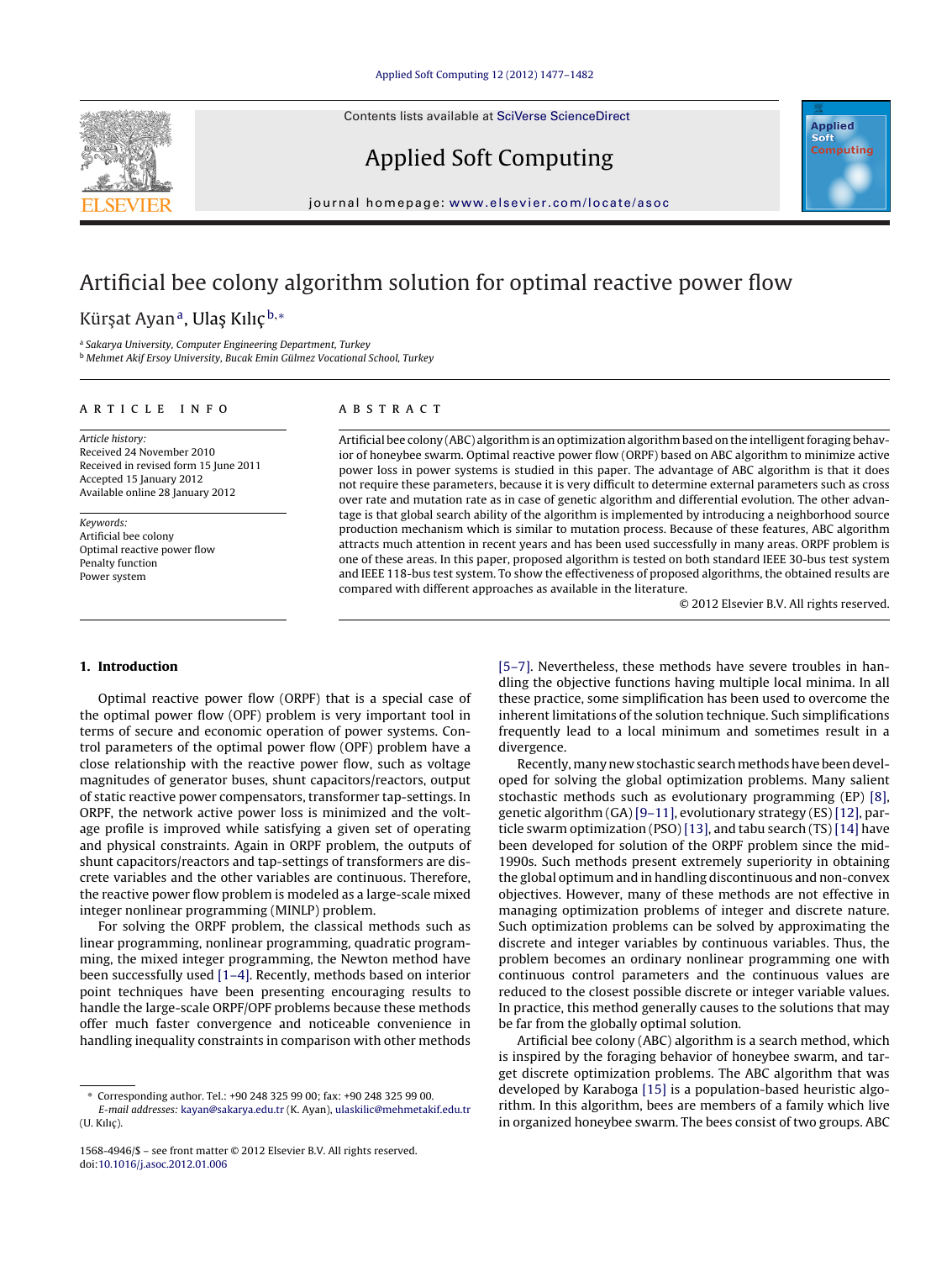# Artificial bee colony algorithm solution for optimal reactive power flow

Kürşat Ayan[a], Ulaş Kılıç[b,*]

[a] *Sakarya University, Computer Engineering Department, Turkey*
[b] *Mehmet Akif Ersoy University, Bucak Emin Gülmez Vocational School, Turkey*

## ARTICLE INFO

*Article history:*
Received 24 November 2010
Received in revised form 15 June 2011
Accepted 15 January 2012
Available online 28 January 2012

*Keywords:*
Artificial bee colony
Optimal reactive power flow
Penalty function
Power system

## ABSTRACT

Artificial bee colony (ABC) algorithm is an optimization algorithm based on the intelligent foraging behavior of honeybee swarm. Optimal reactive power flow (ORPF) based on ABC algorithm to minimize active power loss in power systems is studied in this paper. The advantage of ABC algorithm is that it does not require these parameters, because it is very difficult to determine external parameters such as cross over rate and mutation rate as in case of genetic algorithm and differential evolution. The other advantage is that global search ability of the algorithm is implemented by introducing a neighborhood source production mechanism which is similar to mutation process. Because of these features, ABC algorithm attracts much attention in recent years and has been used successfully in many areas. ORPF problem is one of these areas. In this paper, proposed algorithm is tested on both standard IEEE 30-bus test system and IEEE 118-bus test system. To show the effectiveness of proposed algorithms, the obtained results are compared with different approaches as available in the literature.

© 2012 Elsevier B.V. All rights reserved.

## 1. Introduction

Optimal reactive power flow (ORPF) that is a special case of the optimal power flow (OPF) problem is very important tool in terms of secure and economic operation of power systems. Control parameters of the optimal power flow (OPF) problem have a close relationship with the reactive power flow, such as voltage magnitudes of generator buses, shunt capacitors/reactors, output of static reactive power compensators, transformer tap-settings. In ORPF, the network active power loss is minimized and the voltage profile is improved while satisfying a given set of operating and physical constraints. Again in ORPF problem, the outputs of shunt capacitors/reactors and tap-settings of transformers are discrete variables and the other variables are continuous. Therefore, the reactive power flow problem is modeled as a large-scale mixed integer nonlinear programming (MINLP) problem.

For solving the ORPF problem, the classical methods such as linear programming, nonlinear programming, quadratic programming, the mixed integer programming, the Newton method have been successfully used [1–4]. Recently, methods based on interior point techniques have been presenting encouraging results to handle the large-scale ORPF/OPF problems because these methods offer much faster convergence and noticeable convenience in handling inequality constraints in comparison with other methods [5–7]. Nevertheless, these methods have severe troubles in handling the objective functions having multiple local minima. In all these practice, some simplification has been used to overcome the inherent limitations of the solution technique. Such simplifications frequently lead to a local minimum and sometimes result in a divergence.

Recently, many new stochastic search methods have been developed for solving the global optimization problems. Many salient stochastic methods such as evolutionary programming (EP) [8], genetic algorithm (GA) [9–11], evolutionary strategy (ES) [12], particle swarm optimization (PSO) [13], and tabu search (TS) [14] have been developed for solution of the ORPF problem since the mid-1990s. Such methods present extremely superiority in obtaining the global optimum and in handling discontinuous and non-convex objectives. However, many of these methods are not effective in managing optimization problems of integer and discrete nature. Such optimization problems can be solved by approximating the discrete and integer variables by continuous variables. Thus, the problem becomes an ordinary nonlinear programming one with continuous control parameters and the continuous values are reduced to the closest possible discrete or integer variable values. In practice, this method generally causes to the solutions that may be far from the globally optimal solution.

Artificial bee colony (ABC) algorithm is a search method, which is inspired by the foraging behavior of honeybee swarm, and target discrete optimization problems. The ABC algorithm that was developed by Karaboga [15] is a population-based heuristic algorithm. In this algorithm, bees are members of a family which live in organized honeybee swarm. The bees consist of two groups. ABC

* Corresponding author. Tel.: +90 248 325 99 00; fax: +90 248 325 99 00.
*E-mail addresses:* kayan@sakarya.edu.tr (K. Ayan), ulaskilic@mehmetakif.edu.tr (U. Kılıç).

1568-4946/$ – see front matter © 2012 Elsevier B.V. All rights reserved.
doi:10.1016/j.asoc.2012.01.006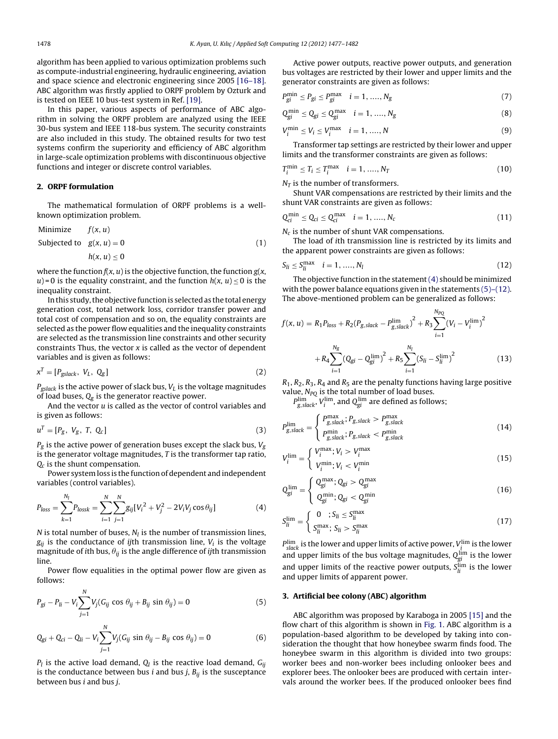algorithm has been applied to various optimization problems such as compute-industrial engineering, hydraulic engineering, aviation and space science and electronic engineering since 2005 [16–18]. ABC algorithm was firstly applied to ORPF problem by Ozturk and is tested on IEEE 10 bus-test system in Ref. [19].

In this paper, various aspects of performance of ABC algorithm in solving the ORPF problem are analyzed using the IEEE 30-bus system and IEEE 118-bus system. The security constraints are also included in this study. The obtained results for two test systems confirm the superiority and efficiency of ABC algorithm in large-scale optimization problems with discontinuous objective functions and integer or discrete control variables.

## 2. ORPF formulation

The mathematical formulation of ORPF problems is a well-known optimization problem.

$$\begin{aligned} &\text{Minimize} && f(x,u) \\ &\text{Subjected to} && g(x,u)=0 \\ & && h(x,u)\le 0 \end{aligned} \tag{1}$$

where the function $f(x, u)$ is the objective function, the function $g(x, u) = 0$ is the equality constraint, and the function $h(x, u) \le 0$ is the inequality constraint.

In this study, the objective function is selected as the total energy generation cost, total network loss, corridor transfer power and total cost of compensation and so on, the equality constraints are selected as the power flow equalities and the inequality constraints are selected as the transmission line constraints and other security constraints Thus, the vector $x$ is called as the vector of dependent variables and is given as follows:

$$x^T = [P_{gslack},\ V_L,\ Q_g] \tag{2}$$

$P_{gslack}$ is the active power of slack bus, $V_L$ is the voltage magnitudes of load buses, $Q_g$ is the generator reactive power.

And the vector $u$ is called as the vector of control variables and is given as follows:

$$u^T = [P_g,\ V_g,\ T,\ Q_c] \tag{3}$$

$P_g$ is the active power of generation buses except the slack bus, $V_g$ is the generator voltage magnitudes, $T$ is the transformer tap ratio, $Q_c$ is the shunt compensation.

Power system loss is the function of dependent and independent variables (control variables).

$$P_{loss} = \sum_{k=1}^{N_l} P_{lossk} = \sum_{i=1}^{N}\sum_{j=1}^{N} g_{ij}[V_i^2 + V_j^2 - 2V_iV_j\cos\theta_{ij}] \tag{4}$$

$N$ is total number of buses, $N_l$ is the number of transmission lines, $g_{ij}$ is the conductance of $ij$th transmission line, $V_i$ is the voltage magnitude of $i$th bus, $\theta_{ij}$ is the angle difference of $ij$th transmission line.

Power flow equalities in the optimal power flow are given as follows:

$$P_{gi} - P_{li} - V_i\sum_{j=1}^{N} V_j(G_{ij}\cos\theta_{ij} + B_{ij}\sin\theta_{ij}) = 0 \tag{5}$$

$$Q_{gi} + Q_{ci} - Q_{li} - V_i\sum_{j=1}^{N} V_j(G_{ij}\sin\theta_{ij} - B_{ij}\cos\theta_{ij}) = 0 \tag{6}$$

$P_l$ is the active load demand, $Q_l$ is the reactive load demand, $G_{ij}$ is the conductance between bus $i$ and bus $j$, $B_{ij}$ is the susceptance between bus $i$ and bus $j$.

Active power outputs, reactive power outputs, and generation bus voltages are restricted by their lower and upper limits and the generator constraints are given as follows:

$$P_{gi}^{\min} \le P_{gi} \le P_{gi}^{\max} \quad i = 1, \ldots, N_g \tag{7}$$

$$Q_{gi}^{\min} \le Q_{gi} \le Q_{gi}^{\max} \quad i = 1, \ldots, N_g \tag{8}$$

$$V_i^{\min} \le V_i \le V_i^{\max} \quad i = 1, \ldots, N \tag{9}$$

Transformer tap settings are restricted by their lower and upper limits and the transformer constraints are given as follows:

$$T_i^{\min} \le T_i \le T_i^{\max} \quad i = 1, \ldots, N_T \tag{10}$$

$N_T$ is the number of transformers.

Shunt VAR compensations are restricted by their limits and the shunt VAR constraints are given as follows:

$$Q_{ci}^{\min} \le Q_{ci} \le Q_{ci}^{\max} \quad i = 1, \ldots, N_c \tag{11}$$

$N_c$ is the number of shunt VAR compensations.

The load of $i$th transmission line is restricted by its limits and the apparent power constraints are given as follows:

$$S_{li} \le S_{li}^{\max} \quad i = 1, \ldots, N_l \tag{12}$$

The objective function in the statement (4) should be minimized with the power balance equations given in the statements (5)–(12). The above-mentioned problem can be generalized as follows:

$$f(x,u) = R_1 P_{loss} + R_2(P_{g,slack} - P_{g,slack}^{\lim})^2 + R_3\sum_{i=1}^{N_{PQ}}(V_i - V_i^{\lim})^2 + R_4\sum_{i=1}^{N_g}(Q_{gi} - Q_{gi}^{\lim})^2 + R_5\sum_{i=1}^{N_l}(S_{li} - S_{li}^{\lim})^2 \tag{13}$$

$R_1$, $R_2$, $R_3$, $R_4$ and $R_5$ are the penalty functions having large positive value, $N_{PQ}$ is the total number of load buses.

$P_{g,slack}^{\lim}$, $V_i^{\lim}$, and $Q_{gi}^{\lim}$ are defined as follows;

$$P_{g,slack}^{\lim} = \begin{cases} P_{g,slack}^{\max};\ P_{g,slack} > P_{g,slack}^{\max} \\ P_{g,slack}^{\min};\ P_{g,slack} < P_{g,slack}^{\min} \end{cases} \tag{14}$$

$$V_i^{\lim} = \begin{cases} V_i^{\max};\ V_i > V_i^{\max} \\ V_i^{\min};\ V_i < V_i^{\min} \end{cases} \tag{15}$$

$$Q_{gi}^{\lim} = \begin{cases} Q_{gi}^{\max};\ Q_{gi} > Q_{gi}^{\max} \\ Q_{gi}^{\min};\ Q_{gi} < Q_{gi}^{\min} \end{cases} \tag{16}$$

$$S_{li}^{\lim} = \begin{cases} 0 \quad ;\ S_{li} \le S_{li}^{\max} \\ S_{li}^{\max};\ S_{li} > S_{li}^{\max} \end{cases} \tag{17}$$

$P_{slack}^{\lim}$ is the lower and upper limits of active power, $V_i^{\lim}$ is the lower and upper limits of the bus voltage magnitudes, $Q_{gi}^{\lim}$ is the lower and upper limits of the reactive power outputs, $S_{li}^{\lim}$ is the lower and upper limits of apparent power.

## 3. Artificial bee colony (ABC) algorithm

ABC algorithm was proposed by Karaboga in 2005 [15] and the flow chart of this algorithm is shown in Fig. 1. ABC algorithm is a population-based algorithm to be developed by taking into consideration the thought that how honeybee swarm finds food. The honeybee swarm in this algorithm is divided into two groups: worker bees and non-worker bees including onlooker bees and explorer bees. The onlooker bees are produced with certain intervals around the worker bees. If the produced onlooker bees find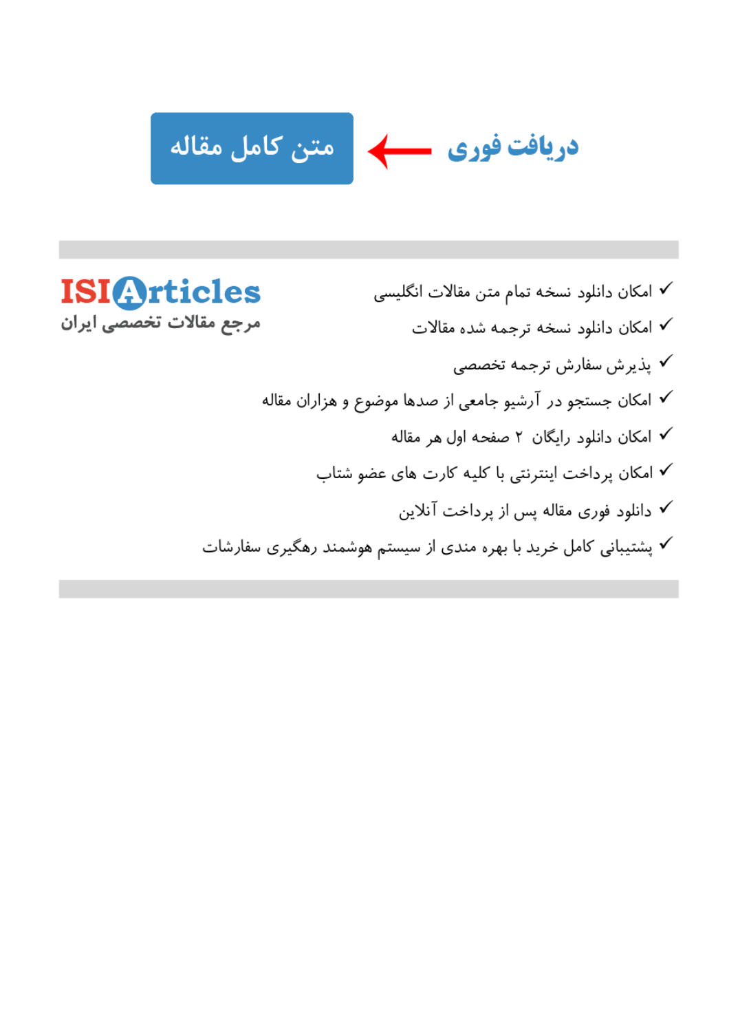دریافت فوری ← متن کامل مقاله

ISIArticles
مرجع مقالات تخصصی ایران

- ✓ امکان دانلود نسخه تمام متن مقالات انگلیسی
- ✓ امکان دانلود نسخه ترجمه شده مقالات
- ✓ پذیرش سفارش ترجمه تخصصی
- ✓ امکان جستجو در آرشیو جامعی از صدها موضوع و هزاران مقاله
- ✓ امکان دانلود رایگان ۲ صفحه اول هر مقاله
- ✓ امکان پرداخت اینترنتی با کلیه کارت های عضو شتاب
- ✓ دانلود فوری مقاله پس از پرداخت آنلاین
- ✓ پشتیبانی کامل خرید با بهره مندی از سیستم هوشمند رهگیری سفارشات